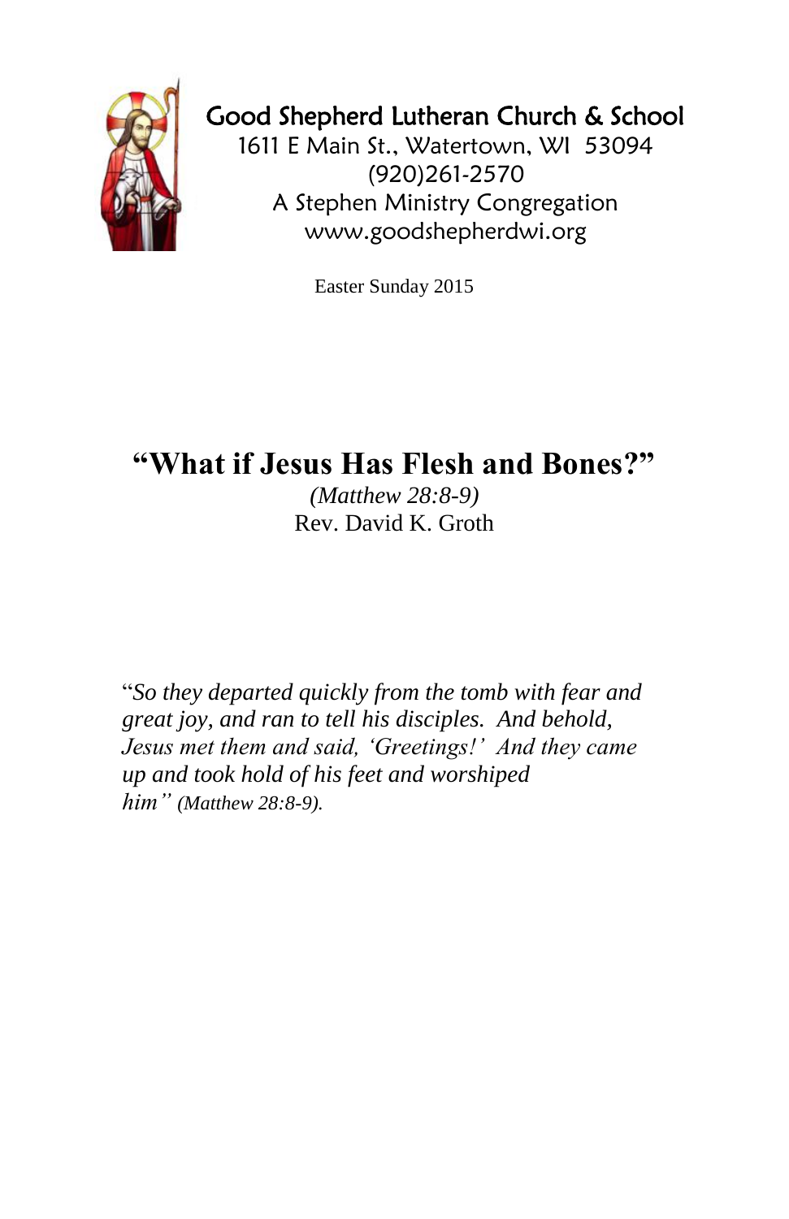Good Shepherd Lutheran Church & School
1611 E Main St., Watertown, WI 53094
(920)261-2570
A Stephen Ministry Congregation
www.goodshepherdwi.org

Easter Sunday 2015

# "What if Jesus Has Flesh and Bones?"

*(Matthew 28:8-9)*
Rev. David K. Groth

"*So they departed quickly from the tomb with fear and great joy, and ran to tell his disciples. And behold, Jesus met them and said, 'Greetings!' And they came up and took hold of his feet and worshiped him" (Matthew 28:8-9).*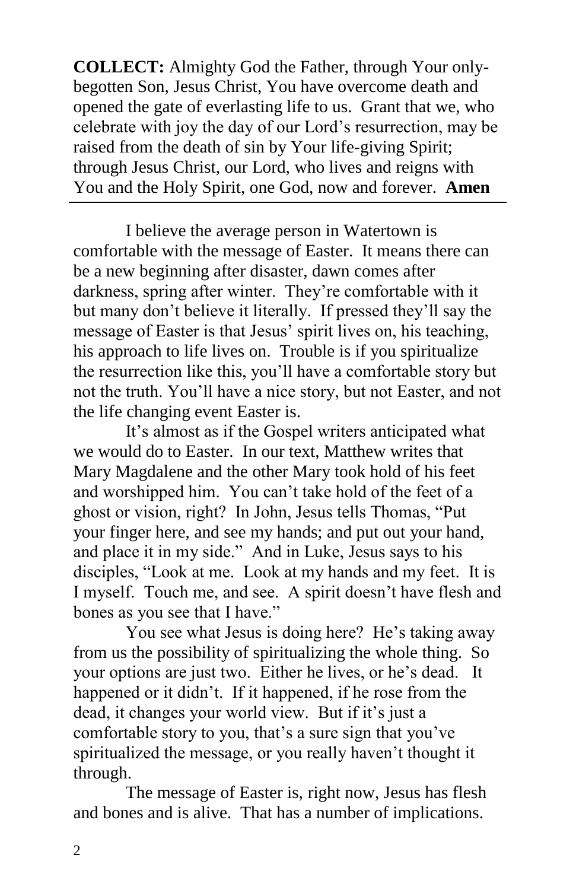**COLLECT:** Almighty God the Father, through Your only-begotten Son, Jesus Christ, You have overcome death and opened the gate of everlasting life to us. Grant that we, who celebrate with joy the day of our Lord's resurrection, may be raised from the death of sin by Your life-giving Spirit; through Jesus Christ, our Lord, who lives and reigns with You and the Holy Spirit, one God, now and forever. **Amen**

---

I believe the average person in Watertown is comfortable with the message of Easter. It means there can be a new beginning after disaster, dawn comes after darkness, spring after winter. They're comfortable with it but many don't believe it literally. If pressed they'll say the message of Easter is that Jesus' spirit lives on, his teaching, his approach to life lives on. Trouble is if you spiritualize the resurrection like this, you'll have a comfortable story but not the truth. You'll have a nice story, but not Easter, and not the life changing event Easter is.

It's almost as if the Gospel writers anticipated what we would do to Easter. In our text, Matthew writes that Mary Magdalene and the other Mary took hold of his feet and worshipped him. You can't take hold of the feet of a ghost or vision, right? In John, Jesus tells Thomas, "Put your finger here, and see my hands; and put out your hand, and place it in my side." And in Luke, Jesus says to his disciples, "Look at me. Look at my hands and my feet. It is I myself. Touch me, and see. A spirit doesn't have flesh and bones as you see that I have."

You see what Jesus is doing here? He's taking away from us the possibility of spiritualizing the whole thing. So your options are just two. Either he lives, or he's dead. It happened or it didn't. If it happened, if he rose from the dead, it changes your world view. But if it's just a comfortable story to you, that's a sure sign that you've spiritualized the message, or you really haven't thought it through.

The message of Easter is, right now, Jesus has flesh and bones and is alive. That has a number of implications.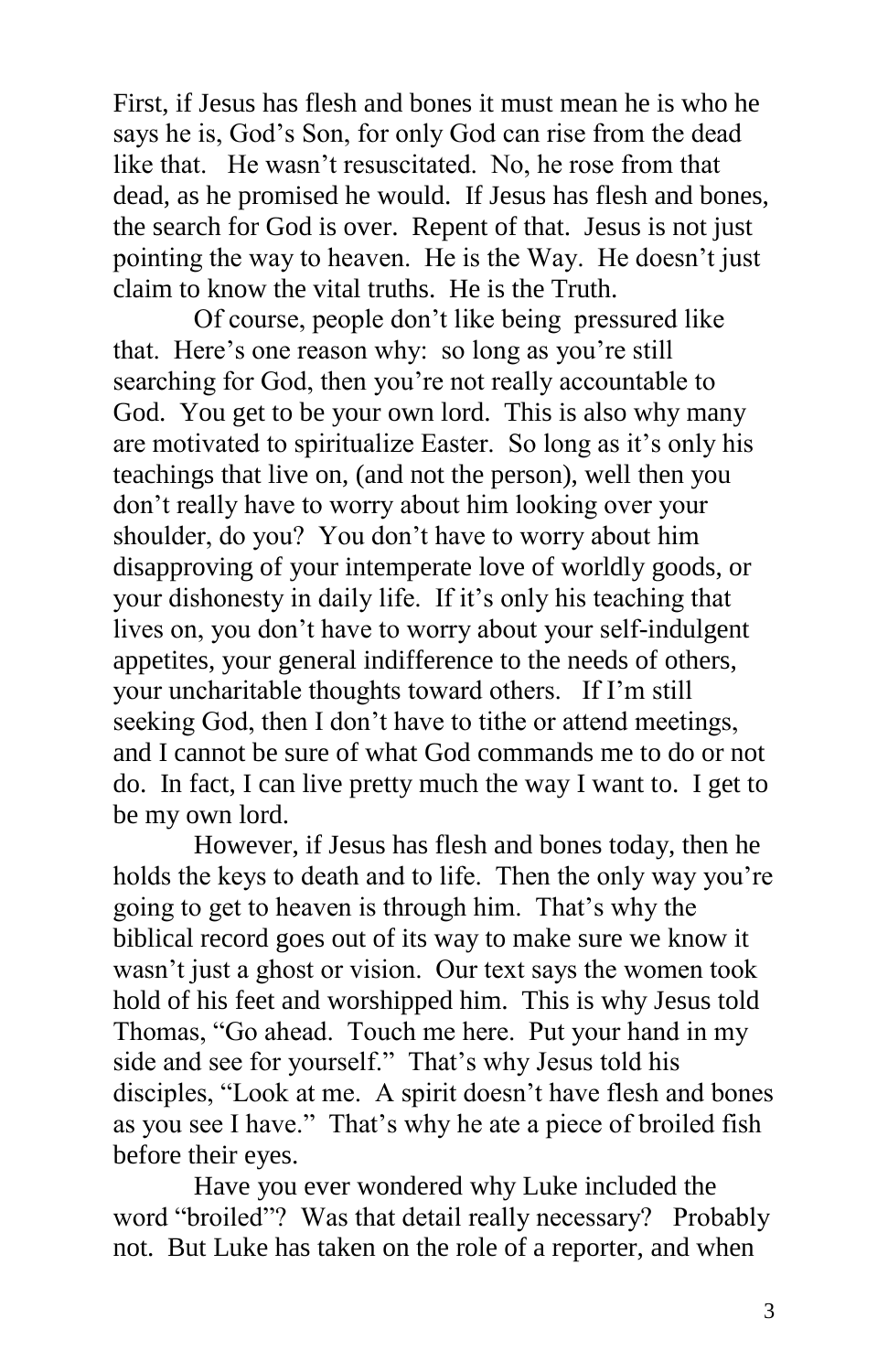First, if Jesus has flesh and bones it must mean he is who he says he is, God's Son, for only God can rise from the dead like that. He wasn't resuscitated. No, he rose from that dead, as he promised he would. If Jesus has flesh and bones, the search for God is over. Repent of that. Jesus is not just pointing the way to heaven. He is the Way. He doesn't just claim to know the vital truths. He is the Truth.

Of course, people don't like being pressured like that. Here's one reason why: so long as you're still searching for God, then you're not really accountable to God. You get to be your own lord. This is also why many are motivated to spiritualize Easter. So long as it's only his teachings that live on, (and not the person), well then you don't really have to worry about him looking over your shoulder, do you? You don't have to worry about him disapproving of your intemperate love of worldly goods, or your dishonesty in daily life. If it's only his teaching that lives on, you don't have to worry about your self-indulgent appetites, your general indifference to the needs of others, your uncharitable thoughts toward others. If I'm still seeking God, then I don't have to tithe or attend meetings, and I cannot be sure of what God commands me to do or not do. In fact, I can live pretty much the way I want to. I get to be my own lord.

However, if Jesus has flesh and bones today, then he holds the keys to death and to life. Then the only way you're going to get to heaven is through him. That's why the biblical record goes out of its way to make sure we know it wasn't just a ghost or vision. Our text says the women took hold of his feet and worshipped him. This is why Jesus told Thomas, "Go ahead. Touch me here. Put your hand in my side and see for yourself." That's why Jesus told his disciples, "Look at me. A spirit doesn't have flesh and bones as you see I have." That's why he ate a piece of broiled fish before their eyes.

Have you ever wondered why Luke included the word "broiled"? Was that detail really necessary? Probably not. But Luke has taken on the role of a reporter, and when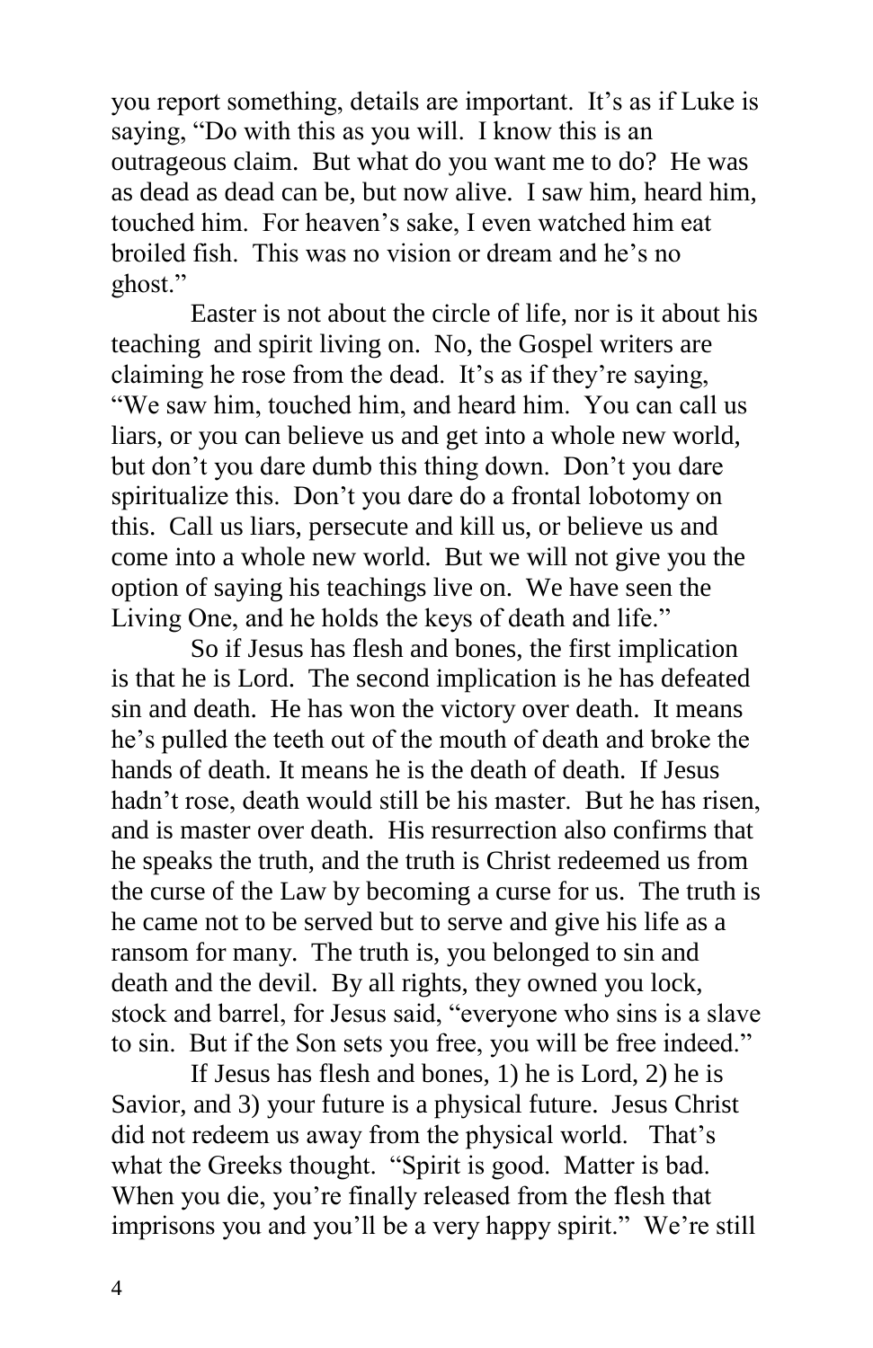you report something, details are important. It's as if Luke is saying, "Do with this as you will. I know this is an outrageous claim. But what do you want me to do? He was as dead as dead can be, but now alive. I saw him, heard him, touched him. For heaven's sake, I even watched him eat broiled fish. This was no vision or dream and he's no ghost."

Easter is not about the circle of life, nor is it about his teaching and spirit living on. No, the Gospel writers are claiming he rose from the dead. It's as if they're saying, "We saw him, touched him, and heard him. You can call us liars, or you can believe us and get into a whole new world, but don't you dare dumb this thing down. Don't you dare spiritualize this. Don't you dare do a frontal lobotomy on this. Call us liars, persecute and kill us, or believe us and come into a whole new world. But we will not give you the option of saying his teachings live on. We have seen the Living One, and he holds the keys of death and life."

So if Jesus has flesh and bones, the first implication is that he is Lord. The second implication is he has defeated sin and death. He has won the victory over death. It means he's pulled the teeth out of the mouth of death and broke the hands of death. It means he is the death of death. If Jesus hadn't rose, death would still be his master. But he has risen, and is master over death. His resurrection also confirms that he speaks the truth, and the truth is Christ redeemed us from the curse of the Law by becoming a curse for us. The truth is he came not to be served but to serve and give his life as a ransom for many. The truth is, you belonged to sin and death and the devil. By all rights, they owned you lock, stock and barrel, for Jesus said, "everyone who sins is a slave to sin. But if the Son sets you free, you will be free indeed."

If Jesus has flesh and bones, 1) he is Lord, 2) he is Savior, and 3) your future is a physical future. Jesus Christ did not redeem us away from the physical world. That's what the Greeks thought. "Spirit is good. Matter is bad. When you die, you're finally released from the flesh that imprisons you and you'll be a very happy spirit." We're still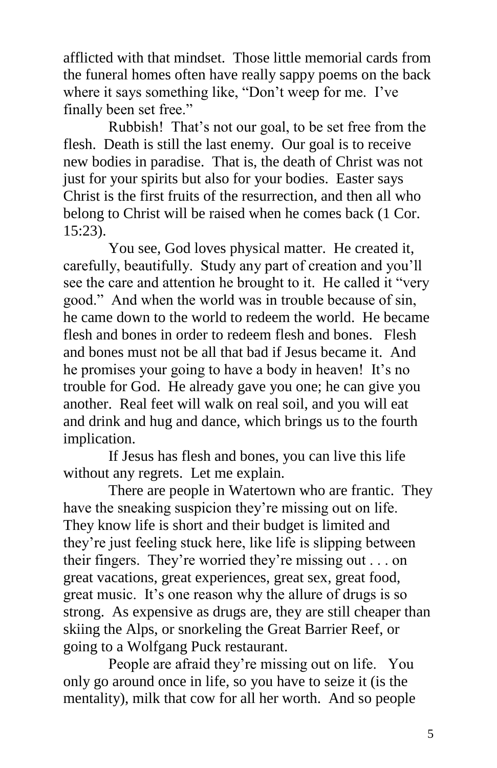afflicted with that mindset. Those little memorial cards from the funeral homes often have really sappy poems on the back where it says something like, "Don't weep for me. I've finally been set free."

Rubbish! That's not our goal, to be set free from the flesh. Death is still the last enemy. Our goal is to receive new bodies in paradise. That is, the death of Christ was not just for your spirits but also for your bodies. Easter says Christ is the first fruits of the resurrection, and then all who belong to Christ will be raised when he comes back (1 Cor. 15:23).

You see, God loves physical matter. He created it, carefully, beautifully. Study any part of creation and you'll see the care and attention he brought to it. He called it "very good." And when the world was in trouble because of sin, he came down to the world to redeem the world. He became flesh and bones in order to redeem flesh and bones. Flesh and bones must not be all that bad if Jesus became it. And he promises your going to have a body in heaven! It's no trouble for God. He already gave you one; he can give you another. Real feet will walk on real soil, and you will eat and drink and hug and dance, which brings us to the fourth implication.

If Jesus has flesh and bones, you can live this life without any regrets. Let me explain.

There are people in Watertown who are frantic. They have the sneaking suspicion they're missing out on life. They know life is short and their budget is limited and they're just feeling stuck here, like life is slipping between their fingers. They're worried they're missing out . . . on great vacations, great experiences, great sex, great food, great music. It's one reason why the allure of drugs is so strong. As expensive as drugs are, they are still cheaper than skiing the Alps, or snorkeling the Great Barrier Reef, or going to a Wolfgang Puck restaurant.

People are afraid they're missing out on life. You only go around once in life, so you have to seize it (is the mentality), milk that cow for all her worth. And so people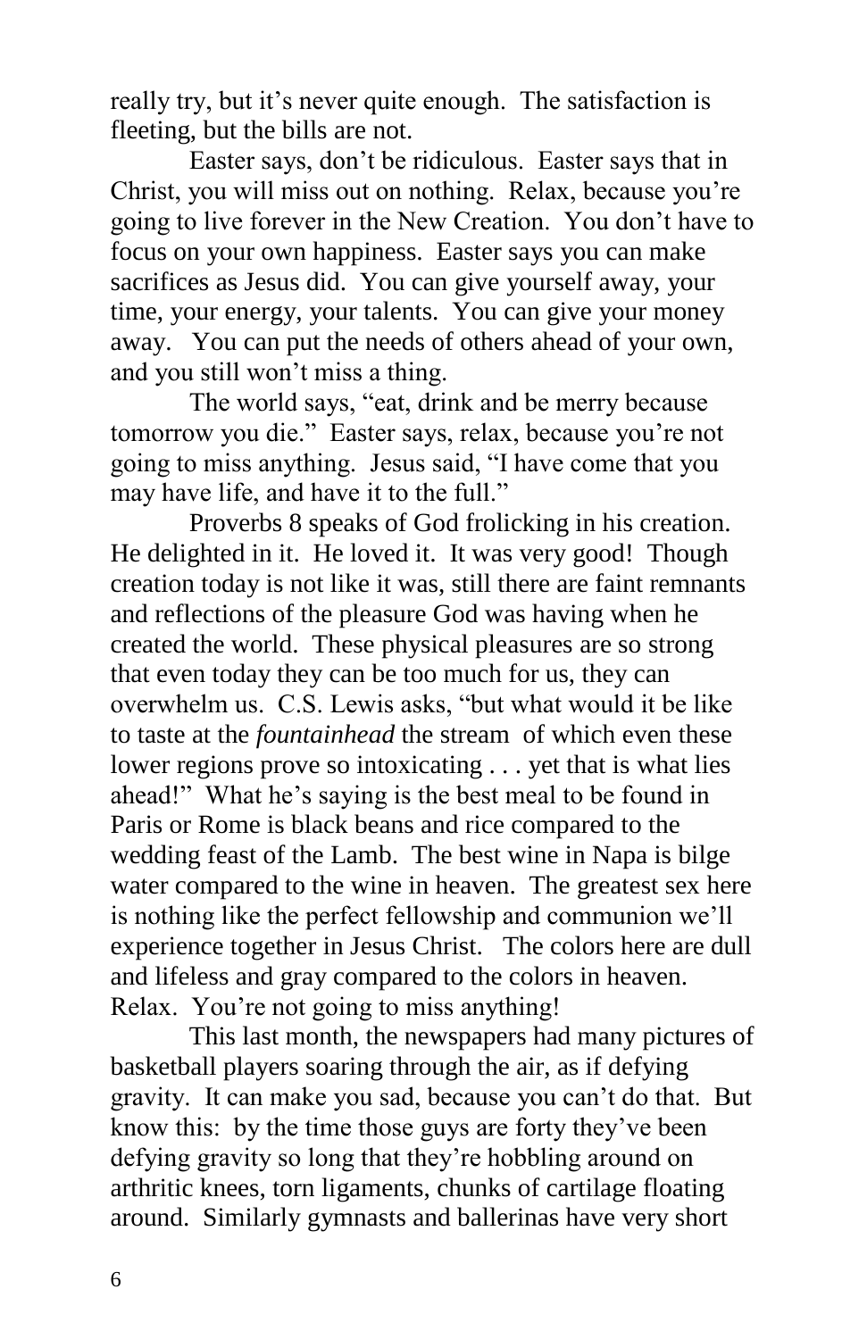really try, but it's never quite enough. The satisfaction is fleeting, but the bills are not.

Easter says, don't be ridiculous. Easter says that in Christ, you will miss out on nothing. Relax, because you're going to live forever in the New Creation. You don't have to focus on your own happiness. Easter says you can make sacrifices as Jesus did. You can give yourself away, your time, your energy, your talents. You can give your money away. You can put the needs of others ahead of your own, and you still won't miss a thing.

The world says, "eat, drink and be merry because tomorrow you die." Easter says, relax, because you're not going to miss anything. Jesus said, "I have come that you may have life, and have it to the full."

Proverbs 8 speaks of God frolicking in his creation. He delighted in it. He loved it. It was very good! Though creation today is not like it was, still there are faint remnants and reflections of the pleasure God was having when he created the world. These physical pleasures are so strong that even today they can be too much for us, they can overwhelm us. C.S. Lewis asks, "but what would it be like to taste at the *fountainhead* the stream of which even these lower regions prove so intoxicating . . . yet that is what lies ahead!" What he's saying is the best meal to be found in Paris or Rome is black beans and rice compared to the wedding feast of the Lamb. The best wine in Napa is bilge water compared to the wine in heaven. The greatest sex here is nothing like the perfect fellowship and communion we'll experience together in Jesus Christ. The colors here are dull and lifeless and gray compared to the colors in heaven. Relax. You're not going to miss anything!

This last month, the newspapers had many pictures of basketball players soaring through the air, as if defying gravity. It can make you sad, because you can't do that. But know this: by the time those guys are forty they've been defying gravity so long that they're hobbling around on arthritic knees, torn ligaments, chunks of cartilage floating around. Similarly gymnasts and ballerinas have very short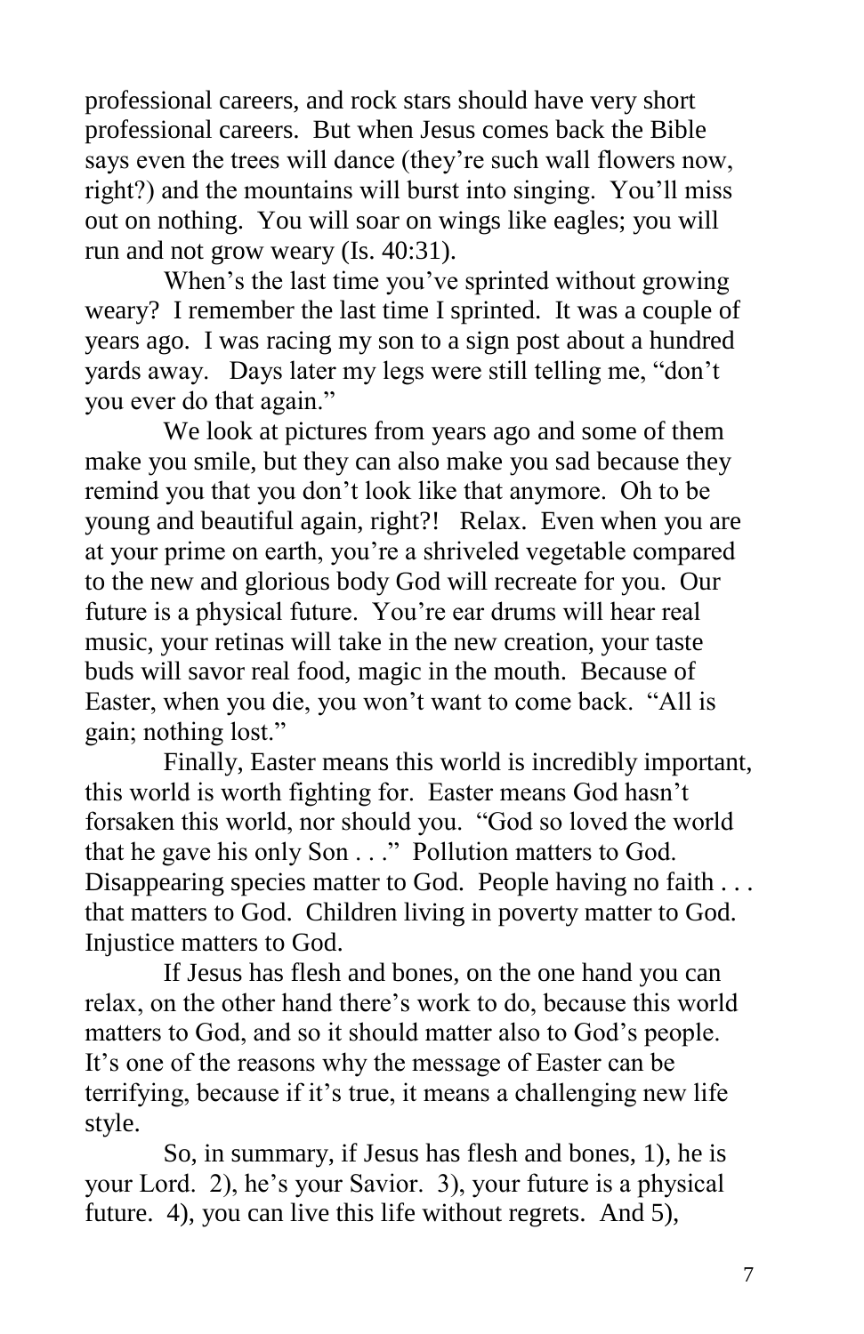professional careers, and rock stars should have very short professional careers. But when Jesus comes back the Bible says even the trees will dance (they're such wall flowers now, right?) and the mountains will burst into singing. You'll miss out on nothing. You will soar on wings like eagles; you will run and not grow weary (Is. 40:31).

When's the last time you've sprinted without growing weary? I remember the last time I sprinted. It was a couple of years ago. I was racing my son to a sign post about a hundred yards away. Days later my legs were still telling me, "don't you ever do that again."

We look at pictures from years ago and some of them make you smile, but they can also make you sad because they remind you that you don't look like that anymore. Oh to be young and beautiful again, right?! Relax. Even when you are at your prime on earth, you're a shriveled vegetable compared to the new and glorious body God will recreate for you. Our future is a physical future. You're ear drums will hear real music, your retinas will take in the new creation, your taste buds will savor real food, magic in the mouth. Because of Easter, when you die, you won't want to come back. "All is gain; nothing lost."

Finally, Easter means this world is incredibly important, this world is worth fighting for. Easter means God hasn't forsaken this world, nor should you. "God so loved the world that he gave his only Son . . ." Pollution matters to God. Disappearing species matter to God. People having no faith . . . that matters to God. Children living in poverty matter to God. Injustice matters to God.

If Jesus has flesh and bones, on the one hand you can relax, on the other hand there's work to do, because this world matters to God, and so it should matter also to God's people. It's one of the reasons why the message of Easter can be terrifying, because if it's true, it means a challenging new life style.

So, in summary, if Jesus has flesh and bones, 1), he is your Lord. 2), he's your Savior. 3), your future is a physical future. 4), you can live this life without regrets. And 5),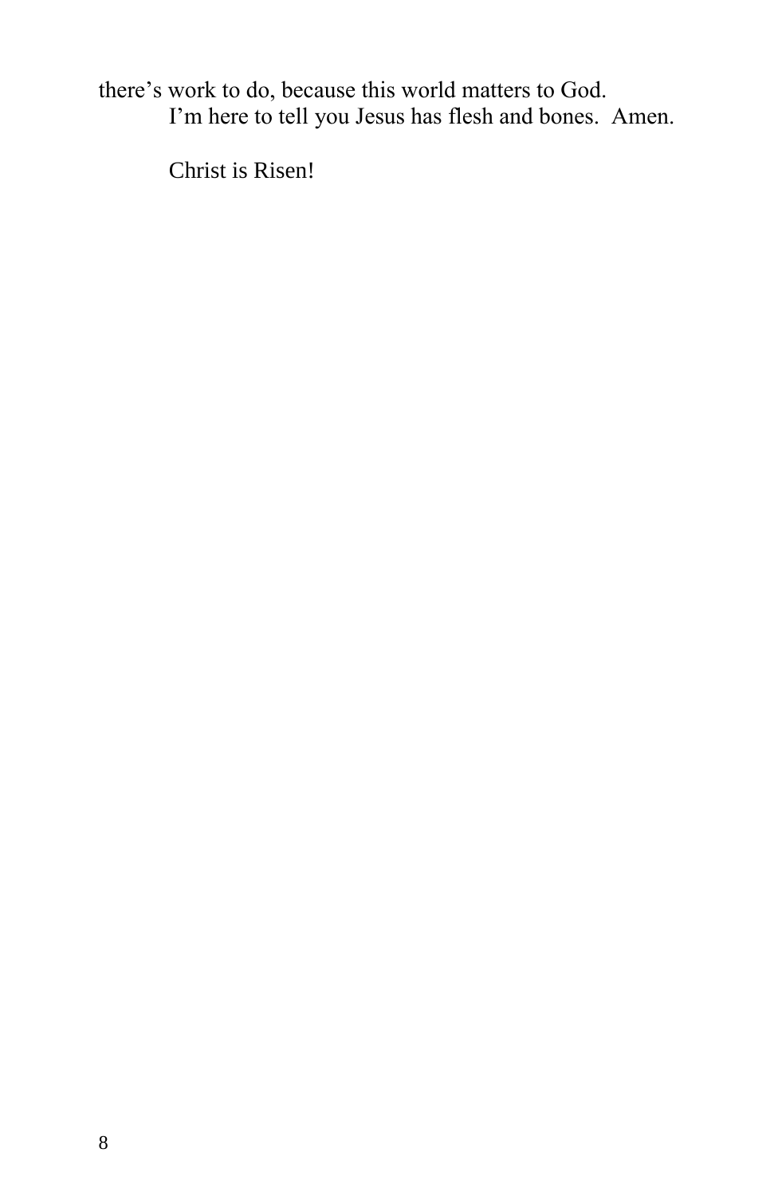there's work to do, because this world matters to God.

I'm here to tell you Jesus has flesh and bones.  Amen.

Christ is Risen!